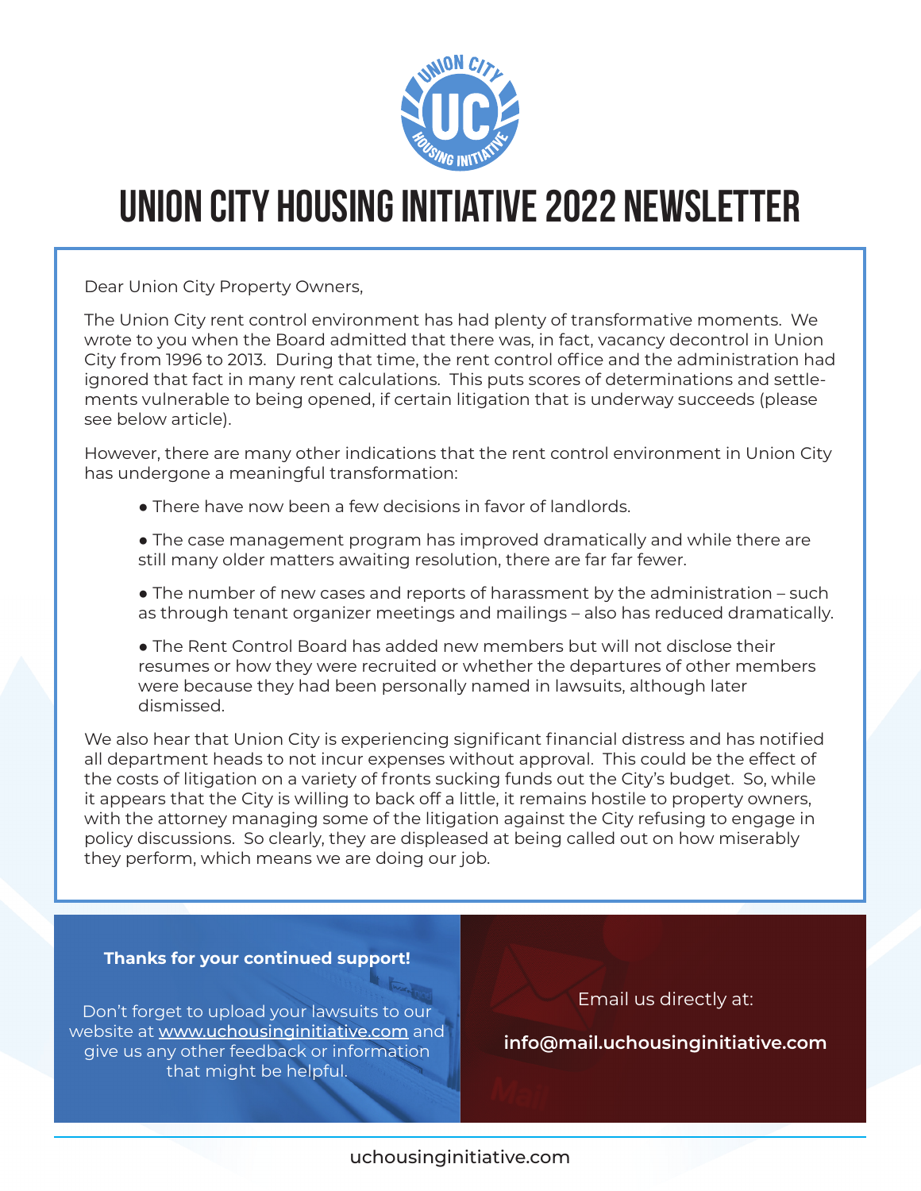# UNION CITY HOUSING INITIATIVE 2022 NEWSLETTER

Dear Union City Property Owners,

The Union City rent control environment has had plenty of transformative moments. We wrote to you when the Board admitted that there was, in fact, vacancy decontrol in Union City from 1996 to 2013. During that time, the rent control office and the administration had ignored that fact in many rent calculations. This puts scores of determinations and settlements vulnerable to being opened, if certain litigation that is underway succeeds (please see below article).

However, there are many other indications that the rent control environment in Union City has undergone a meaningful transformation:

- There have now been a few decisions in favor of landlords.
- The case management program has improved dramatically and while there are still many older matters awaiting resolution, there are far far fewer.
- The number of new cases and reports of harassment by the administration – such as through tenant organizer meetings and mailings – also has reduced dramatically.
- The Rent Control Board has added new members but will not disclose their resumes or how they were recruited or whether the departures of other members were because they had been personally named in lawsuits, although later dismissed.

We also hear that Union City is experiencing significant financial distress and has notified all department heads to not incur expenses without approval. This could be the effect of the costs of litigation on a variety of fronts sucking funds out the City's budget. So, while it appears that the City is willing to back off a little, it remains hostile to property owners, with the attorney managing some of the litigation against the City refusing to engage in policy discussions. So clearly, they are displeased at being called out on how miserably they perform, which means we are doing our job.

**Thanks for your continued support!**

Don't forget to upload your lawsuits to our website at www.uchousinginitiative.com and give us any other feedback or information that might be helpful.

Email us directly at:

**info@mail.uchousinginitiative.com**

uchousinginitiative.com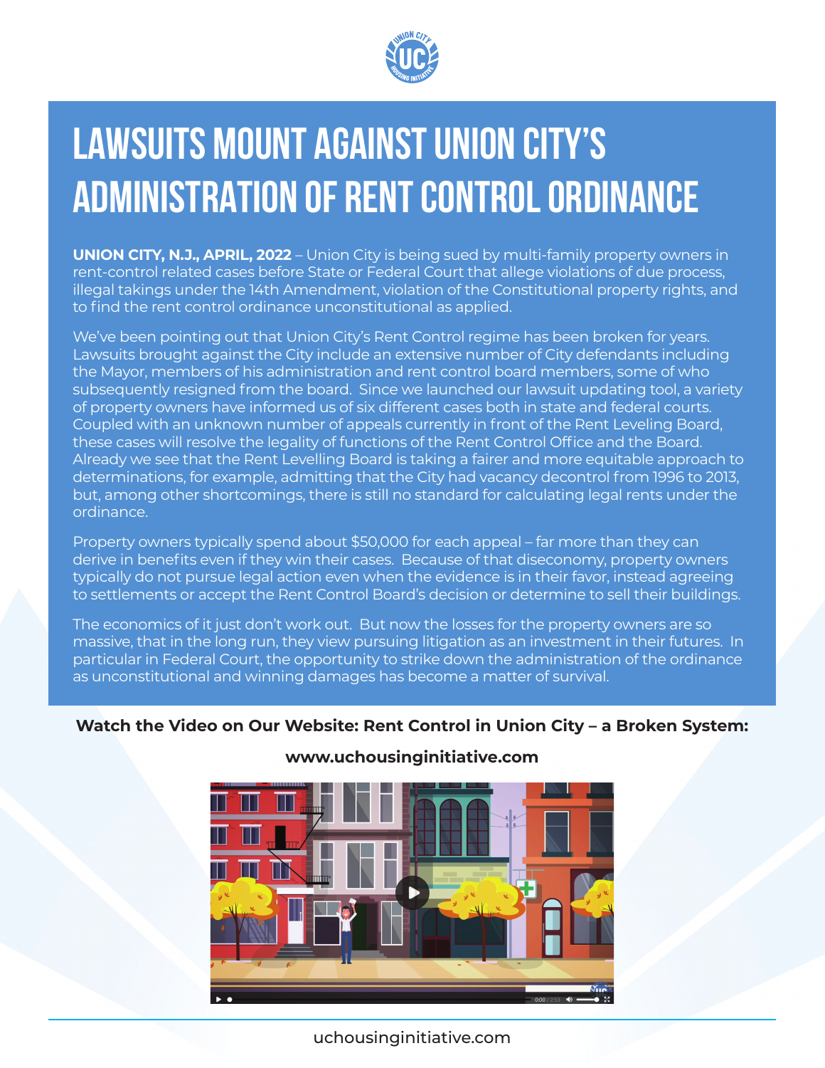# LAWSUITS MOUNT AGAINST UNION CITY'S ADMINISTRATION OF RENT CONTROL ORDINANCE

**UNION CITY, N.J., APRIL, 2022** – Union City is being sued by multi-family property owners in rent-control related cases before State or Federal Court that allege violations of due process, illegal takings under the 14th Amendment, violation of the Constitutional property rights, and to find the rent control ordinance unconstitutional as applied.

We've been pointing out that Union City's Rent Control regime has been broken for years. Lawsuits brought against the City include an extensive number of City defendants including the Mayor, members of his administration and rent control board members, some of who subsequently resigned from the board. Since we launched our lawsuit updating tool, a variety of property owners have informed us of six different cases both in state and federal courts. Coupled with an unknown number of appeals currently in front of the Rent Leveling Board, these cases will resolve the legality of functions of the Rent Control Office and the Board. Already we see that the Rent Levelling Board is taking a fairer and more equitable approach to determinations, for example, admitting that the City had vacancy decontrol from 1996 to 2013, but, among other shortcomings, there is still no standard for calculating legal rents under the ordinance.

Property owners typically spend about $50,000 for each appeal – far more than they can derive in benefits even if they win their cases. Because of that diseconomy, property owners typically do not pursue legal action even when the evidence is in their favor, instead agreeing to settlements or accept the Rent Control Board's decision or determine to sell their buildings.

The economics of it just don't work out. But now the losses for the property owners are so massive, that in the long run, they view pursuing litigation as an investment in their futures. In particular in Federal Court, the opportunity to strike down the administration of the ordinance as unconstitutional and winning damages has become a matter of survival.

**Watch the Video on Our Website: Rent Control in Union City – a Broken System:**

**www.uchousinginitiative.com**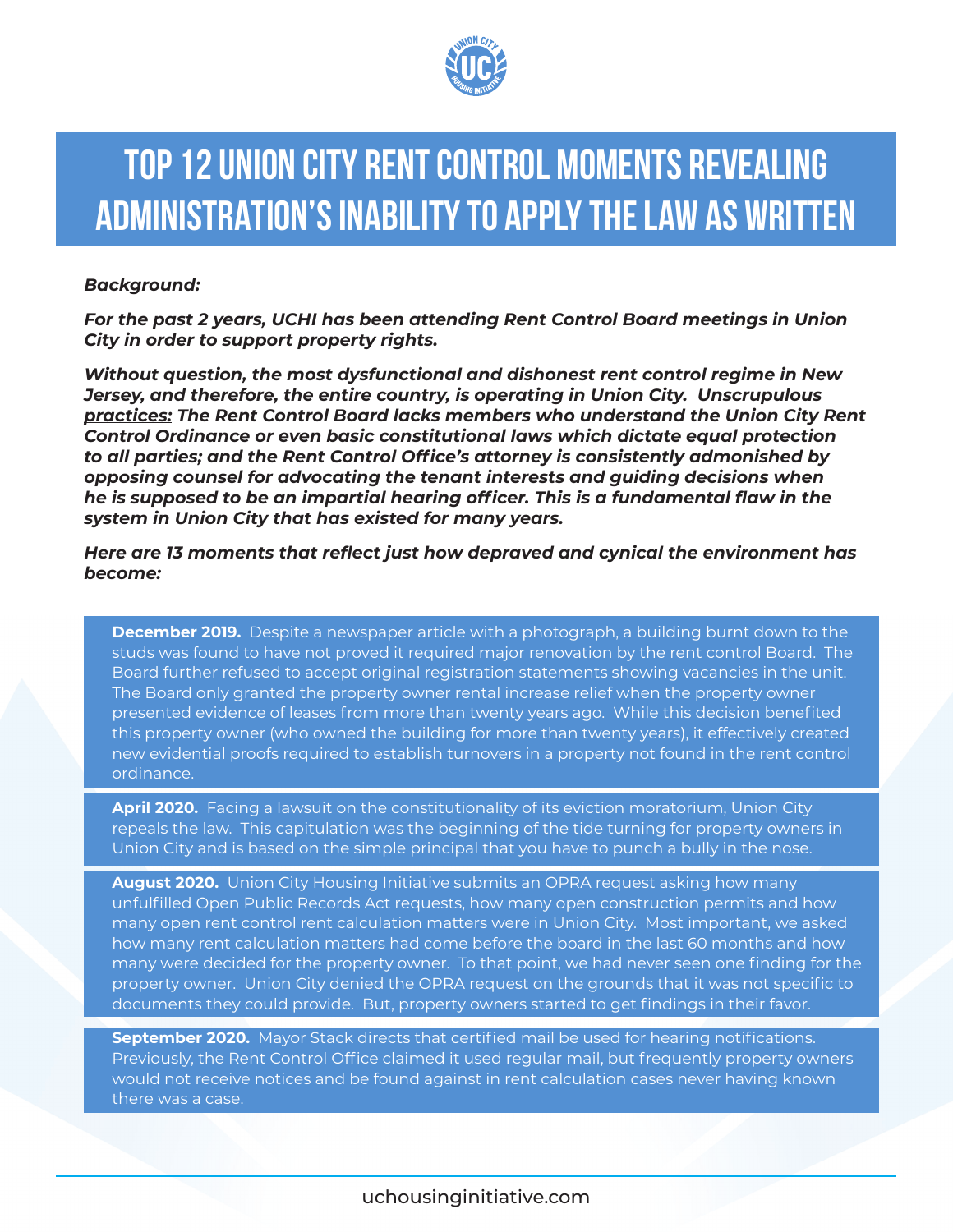# Top 12 Union City Rent Control Moments Revealing Administration's Inability to Apply the Law as Written

***Background:***

***For the past 2 years, UCHI has been attending Rent Control Board meetings in Union City in order to support property rights.***

***Without question, the most dysfunctional and dishonest rent control regime in New Jersey, and therefore, the entire country, is operating in Union City. <u>Unscrupulous practices:</u> The Rent Control Board lacks members who understand the Union City Rent Control Ordinance or even basic constitutional laws which dictate equal protection to all parties; and the Rent Control Office's attorney is consistently admonished by opposing counsel for advocating the tenant interests and guiding decisions when he is supposed to be an impartial hearing officer. This is a fundamental flaw in the system in Union City that has existed for many years.***

***Here are 13 moments that reflect just how depraved and cynical the environment has become:***

**December 2019.** Despite a newspaper article with a photograph, a building burnt down to the studs was found to have not proved it required major renovation by the rent control Board. The Board further refused to accept original registration statements showing vacancies in the unit. The Board only granted the property owner rental increase relief when the property owner presented evidence of leases from more than twenty years ago. While this decision benefited this property owner (who owned the building for more than twenty years), it effectively created new evidential proofs required to establish turnovers in a property not found in the rent control ordinance.

**April 2020.** Facing a lawsuit on the constitutionality of its eviction moratorium, Union City repeals the law. This capitulation was the beginning of the tide turning for property owners in Union City and is based on the simple principal that you have to punch a bully in the nose.

**August 2020.** Union City Housing Initiative submits an OPRA request asking how many unfulfilled Open Public Records Act requests, how many open construction permits and how many open rent control rent calculation matters were in Union City. Most important, we asked how many rent calculation matters had come before the board in the last 60 months and how many were decided for the property owner. To that point, we had never seen one finding for the property owner. Union City denied the OPRA request on the grounds that it was not specific to documents they could provide. But, property owners started to get findings in their favor.

**September 2020.** Mayor Stack directs that certified mail be used for hearing notifications. Previously, the Rent Control Office claimed it used regular mail, but frequently property owners would not receive notices and be found against in rent calculation cases never having known there was a case.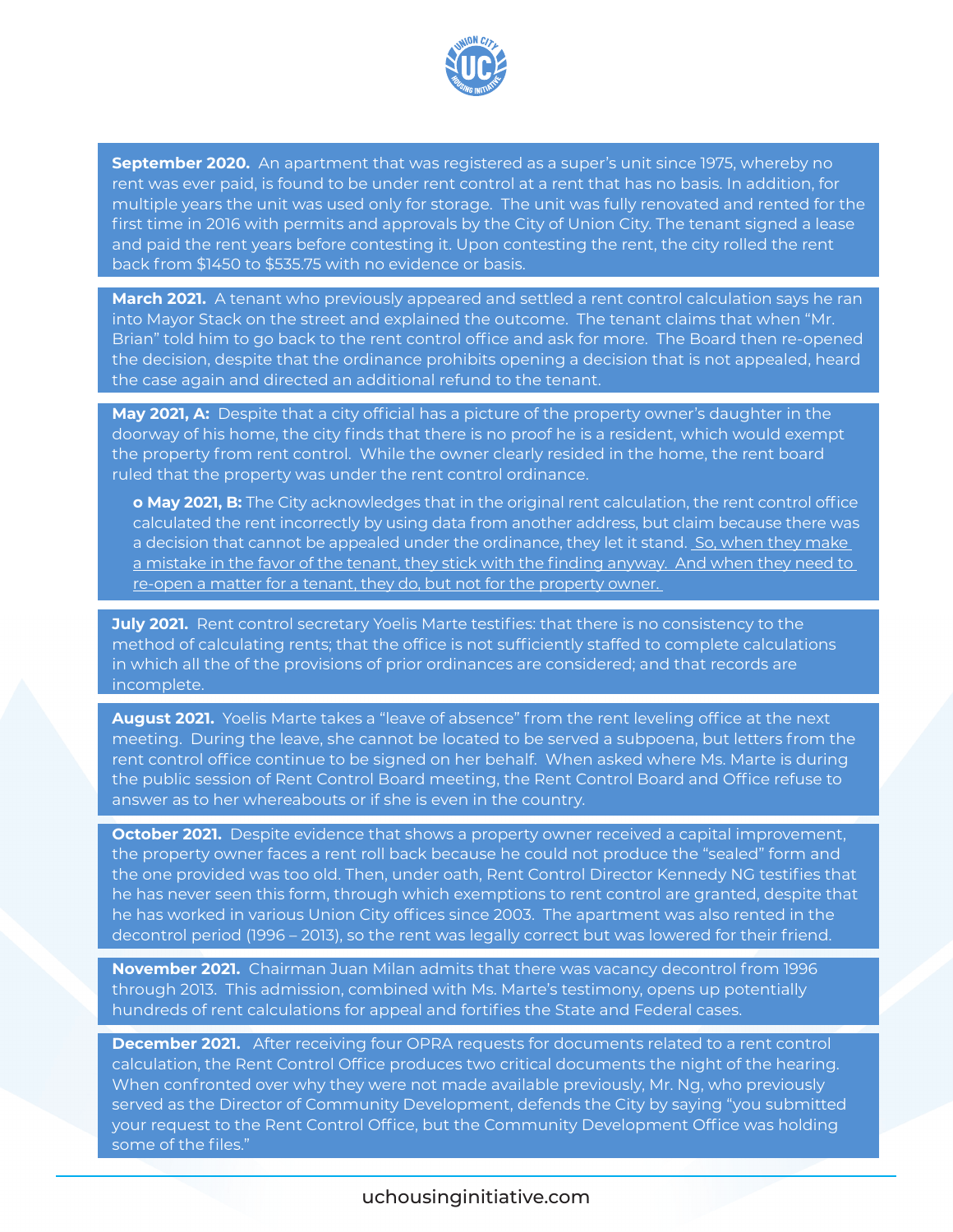**September 2020.** An apartment that was registered as a super's unit since 1975, whereby no rent was ever paid, is found to be under rent control at a rent that has no basis. In addition, for multiple years the unit was used only for storage. The unit was fully renovated and rented for the first time in 2016 with permits and approvals by the City of Union City. The tenant signed a lease and paid the rent years before contesting it. Upon contesting the rent, the city rolled the rent back from $1450 to $535.75 with no evidence or basis.

**March 2021.** A tenant who previously appeared and settled a rent control calculation says he ran into Mayor Stack on the street and explained the outcome. The tenant claims that when "Mr. Brian" told him to go back to the rent control office and ask for more. The Board then re-opened the decision, despite that the ordinance prohibits opening a decision that is not appealed, heard the case again and directed an additional refund to the tenant.

**May 2021, A:** Despite that a city official has a picture of the property owner's daughter in the doorway of his home, the city finds that there is no proof he is a resident, which would exempt the property from rent control. While the owner clearly resided in the home, the rent board ruled that the property was under the rent control ordinance.

- **May 2021, B:** The City acknowledges that in the original rent calculation, the rent control office calculated the rent incorrectly by using data from another address, but claim because there was a decision that cannot be appealed under the ordinance, they let it stand. So, when they make a mistake in the favor of the tenant, they stick with the finding anyway. And when they need to re-open a matter for a tenant, they do, but not for the property owner.

**July 2021.** Rent control secretary Yoelis Marte testifies: that there is no consistency to the method of calculating rents; that the office is not sufficiently staffed to complete calculations in which all the of the provisions of prior ordinances are considered; and that records are incomplete.

**August 2021.** Yoelis Marte takes a "leave of absence" from the rent leveling office at the next meeting. During the leave, she cannot be located to be served a subpoena, but letters from the rent control office continue to be signed on her behalf. When asked where Ms. Marte is during the public session of Rent Control Board meeting, the Rent Control Board and Office refuse to answer as to her whereabouts or if she is even in the country.

**October 2021.** Despite evidence that shows a property owner received a capital improvement, the property owner faces a rent roll back because he could not produce the "sealed" form and the one provided was too old. Then, under oath, Rent Control Director Kennedy NG testifies that he has never seen this form, through which exemptions to rent control are granted, despite that he has worked in various Union City offices since 2003. The apartment was also rented in the decontrol period (1996 – 2013), so the rent was legally correct but was lowered for their friend.

**November 2021.** Chairman Juan Milan admits that there was vacancy decontrol from 1996 through 2013. This admission, combined with Ms. Marte's testimony, opens up potentially hundreds of rent calculations for appeal and fortifies the State and Federal cases.

**December 2021.** After receiving four OPRA requests for documents related to a rent control calculation, the Rent Control Office produces two critical documents the night of the hearing. When confronted over why they were not made available previously, Mr. Ng, who previously served as the Director of Community Development, defends the City by saying "you submitted your request to the Rent Control Office, but the Community Development Office was holding some of the files."

uchousinginitiative.com